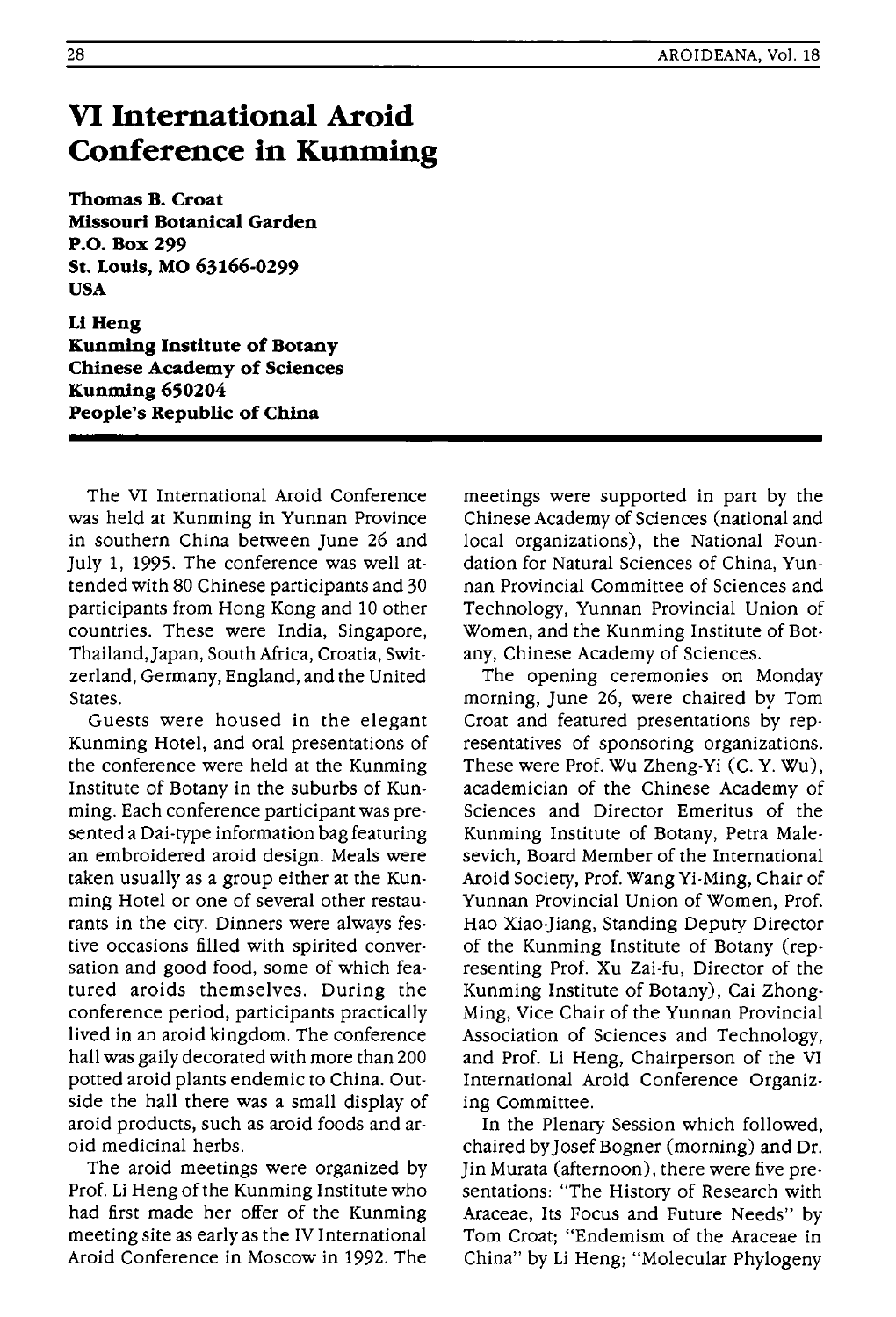# VI International Aroid Conference in Kunming

**Thomas B. Croat**
**Missouri Botanical Garden**
**P.O. Box 299**
**St. Louis, MO 63166-0299**
**USA**

**Li Heng**
**Kunming Institute of Botany**
**Chinese Academy of Sciences**
**Kunming 650204**
**People's Republic of China**

The VI International Aroid Conference was held at Kunming in Yunnan Province in southern China between June 26 and July 1, 1995. The conference was well attended with 80 Chinese participants and 30 participants from Hong Kong and 10 other countries. These were India, Singapore, Thailand, Japan, South Africa, Croatia, Switzerland, Germany, England, and the United States.

Guests were housed in the elegant Kunming Hotel, and oral presentations of the conference were held at the Kunming Institute of Botany in the suburbs of Kunming. Each conference participant was presented a Dai-type information bag featuring an embroidered aroid design. Meals were taken usually as a group either at the Kunming Hotel or one of several other restaurants in the city. Dinners were always festive occasions filled with spirited conversation and good food, some of which featured aroids themselves. During the conference period, participants practically lived in an aroid kingdom. The conference hall was gaily decorated with more than 200 potted aroid plants endemic to China. Outside the hall there was a small display of aroid products, such as aroid foods and aroid medicinal herbs.

The aroid meetings were organized by Prof. Li Heng of the Kunming Institute who had first made her offer of the Kunming meeting site as early as the IV International Aroid Conference in Moscow in 1992. The meetings were supported in part by the Chinese Academy of Sciences (national and local organizations), the National Foundation for Natural Sciences of China, Yunnan Provincial Committee of Sciences and Technology, Yunnan Provincial Union of Women, and the Kunming Institute of Botany, Chinese Academy of Sciences.

The opening ceremonies on Monday morning, June 26, were chaired by Tom Croat and featured presentations by representatives of sponsoring organizations. These were Prof. Wu Zheng-Yi (C. Y. Wu), academician of the Chinese Academy of Sciences and Director Emeritus of the Kunming Institute of Botany, Petra Malesevich, Board Member of the International Aroid Society, Prof. Wang Yi-Ming, Chair of Yunnan Provincial Union of Women, Prof. Hao Xiao-Jiang, Standing Deputy Director of the Kunming Institute of Botany (representing Prof. Xu Zai-fu, Director of the Kunming Institute of Botany), Cai Zhong-Ming, Vice Chair of the Yunnan Provincial Association of Sciences and Technology, and Prof. Li Heng, Chairperson of the VI International Aroid Conference Organizing Committee.

In the Plenary Session which followed, chaired by Josef Bogner (morning) and Dr. Jin Murata (afternoon), there were five presentations: "The History of Research with Araceae, Its Focus and Future Needs" by Tom Croat; "Endemism of the Araceae in China" by Li Heng; "Molecular Phylogeny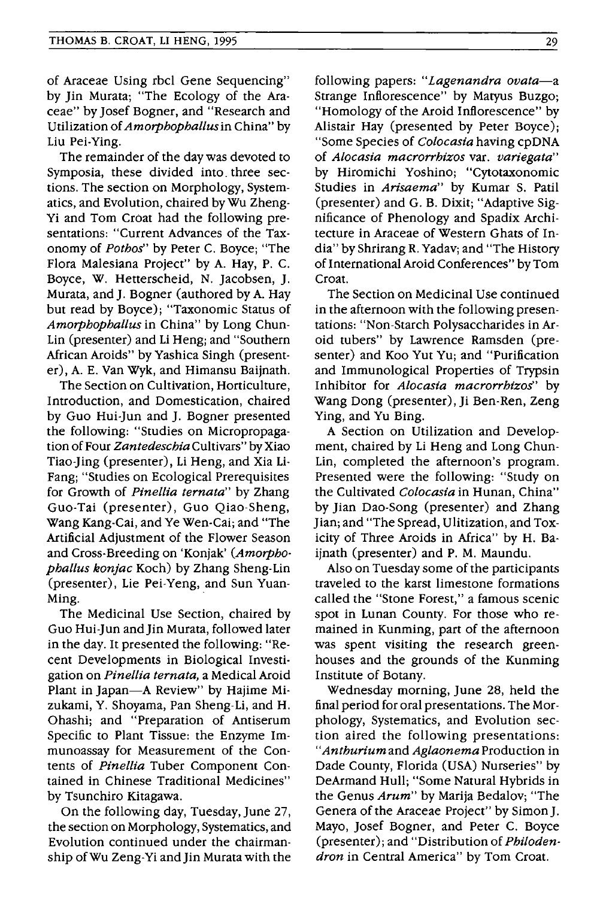of Araceae Using rbcl Gene Sequencing" by Jin Murata; "The Ecology of the Araceae" by Josef Bogner, and "Research and Utilization of *Amorphophallus* in China" by Liu Pei-Ying.

The remainder of the day was devoted to Symposia, these divided into three sections. The section on Morphology, Systematics, and Evolution, chaired by Wu Zheng-Yi and Tom Croat had the following presentations: "Current Advances of the Taxonomy of *Pothos*" by Peter C. Boyce; "The Flora Malesiana Project" by A. Hay, P. C. Boyce, W. Hetterscheid, N. Jacobsen, J. Murata, and J. Bogner (authored by A. Hay but read by Boyce); "Taxonomic Status of *Amorphophallus* in China" by Long Chun-Lin (presenter) and Li Heng; and "Southern African Aroids" by Yashica Singh (presenter), A. E. Van Wyk, and Himansu Baijnath.

The Section on Cultivation, Horticulture, Introduction, and Domestication, chaired by Guo Hui-Jun and J. Bogner presented the following: "Studies on Micropropagation of Four *Zantedeschia* Cultivars" by Xiao Tiao-Jing (presenter), Li Heng, and Xia Li-Fang; "Studies on Ecological Prerequisites for Growth of *Pinellia ternata*" by Zhang Guo-Tai (presenter), Guo Qiao-Sheng, Wang Kang-Cai, and Ye Wen-Cai; and "The Artificial Adjustment of the Flower Season and Cross-Breeding on 'Konjak' (*Amorphophallus konjac* Koch) by Zhang Sheng-Lin (presenter), Lie Pei-Yeng, and Sun Yuan-Ming.

The Medicinal Use Section, chaired by Guo Hui-Jun and Jin Murata, followed later in the day. It presented the following: "Recent Developments in Biological Investigation on *Pinellia ternata*, a Medical Aroid Plant in Japan—A Review" by Hajime Mizukami, Y. Shoyama, Pan Sheng-Li, and H. Ohashi; and "Preparation of Antiserum Specific to Plant Tissue: the Enzyme Immunoassay for Measurement of the Contents of *Pinellia* Tuber Component Contained in Chinese Traditional Medicines" by Tsunchiro Kitagawa.

On the following day, Tuesday, June 27, the section on Morphology, Systematics, and Evolution continued under the chairmanship of Wu Zeng-Yi and Jin Murata with the following papers: "*Lagenandra ovata*—a Strange Inflorescence" by Matyus Buzgo; "Homology of the Aroid Inflorescence" by Alistair Hay (presented by Peter Boyce); "Some Species of *Colocasia* having cpDNA of *Alocasia macrorrhizos* var. *variegata*" by Hiromichi Yoshino; "Cytotaxonomic Studies in *Arisaema*" by Kumar S. Patil (presenter) and G. B. Dixit; "Adaptive Significance of Phenology and Spadix Architecture in Araceae of Western Ghats of India" by Shrirang R. Yadav; and "The History of International Aroid Conferences" by Tom Croat.

The Section on Medicinal Use continued in the afternoon with the following presentations: "Non-Starch Polysaccharides in Aroid tubers" by Lawrence Ramsden (presenter) and Koo Yut Yu; and "Purification and Immunological Properties of Trypsin Inhibitor for *Alocasia macrorrhizos*" by Wang Dong (presenter), Ji Ben-Ren, Zeng Ying, and Yu Bing.

A Section on Utilization and Development, chaired by Li Heng and Long Chun-Lin, completed the afternoon's program. Presented were the following: "Study on the Cultivated *Colocasia* in Hunan, China" by Jian Dao-Song (presenter) and Zhang Jian; and "The Spread, Ulitization, and Toxicity of Three Aroids in Africa" by H. Baijnath (presenter) and P. M. Maundu.

Also on Tuesday some of the participants traveled to the karst limestone formations called the "Stone Forest," a famous scenic spot in Lunan County. For those who remained in Kunming, part of the afternoon was spent visiting the research greenhouses and the grounds of the Kunming Institute of Botany.

Wednesday morning, June 28, held the final period for oral presentations. The Morphology, Systematics, and Evolution section aired the following presentations: "*Anthurium* and *Aglaonema* Production in Dade County, Florida (USA) Nurseries" by DeArmand Hull; "Some Natural Hybrids in the Genus *Arum*" by Marija Bedalov; "The Genera of the Araceae Project" by Simon J. Mayo, Josef Bogner, and Peter C. Boyce (presenter); and "Distribution of *Philodendron* in Central America" by Tom Croat.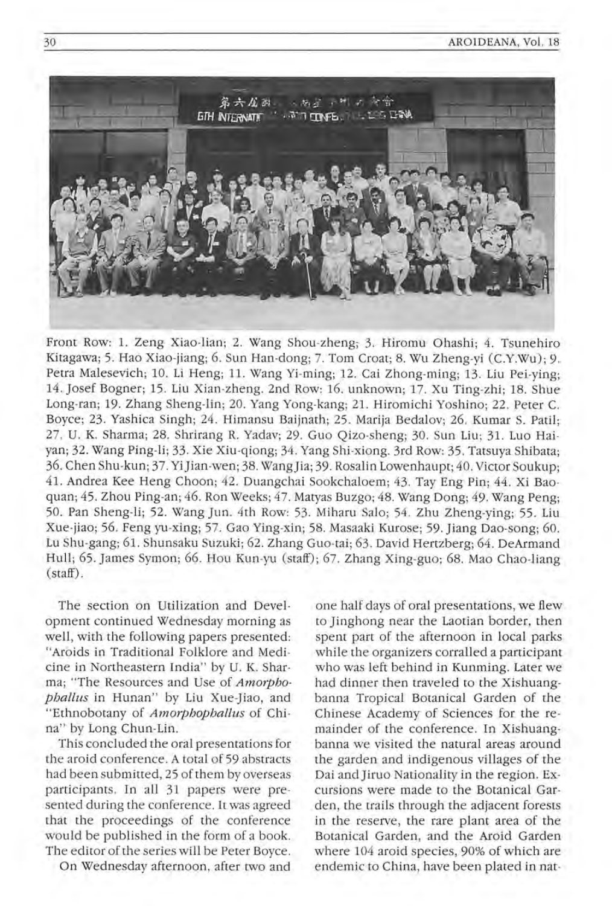Front Row: 1. Zeng Xiao-lian; 2. Wang Shou-zheng; 3. Hiromu Ohashi; 4. Tsunehiro Kitagawa; 5. Hao Xiao-jiang; 6. Sun Han-dong; 7. Tom Croat; 8. Wu Zheng-yi (C.Y.Wu); 9. Petra Malesevich; 10. Li Heng; 11. Wang Yi-ming; 12. Cai Zhong-ming; 13. Liu Pei-ying; 14. Josef Bogner; 15. Liu Xian-zheng. 2nd Row: 16. unknown; 17. Xu Ting-zhi; 18. Shue Long-ran; 19. Zhang Sheng-lin; 20. Yang Yong-kang; 21. Hiromichi Yoshino; 22. Peter C. Boyce; 23. Yashica Singh; 24. Himansu Baijnath; 25. Marija Bedalov; 26. Kumar S. Patil; 27. U. K. Sharma; 28. Shrirang R. Yadav; 29. Guo Qizo-sheng; 30. Sun Liu; 31. Luo Hai-yan; 32. Wang Ping-li; 33. Xie Xiu-qiong; 34. Yang Shi-xiong. 3rd Row: 35. Tatsuya Shibata; 36. Chen Shu-kun; 37. Yi Jian-wen; 38. Wang Jia; 39. Rosalin Lowenhaupt; 40. Victor Soukup; 41. Andrea Kee Heng Choon; 42. Duangchai Sookchaloem; 43. Tay Eng Pin; 44. Xi Bao-quan; 45. Zhou Ping-an; 46. Ron Weeks; 47. Matyas Buzgo; 48. Wang Dong; 49. Wang Peng; 50. Pan Sheng-li; 52. Wang Jun. 4th Row: 53. Miharu Salo; 54. Zhu Zheng-ying; 55. Liu Xue-jiao; 56. Feng yu-xing; 57. Gao Ying-xin; 58. Masaaki Kurose; 59. Jiang Dao-song; 60. Lu Shu-gang; 61. Shunsaku Suzuki; 62. Zhang Guo-tai; 63. David Hertzberg; 64. DeArmand Hull; 65. James Symon; 66. Hou Kun-yu (staff); 67. Zhang Xing-guo; 68. Mao Chao-liang (staff).

The section on Utilization and Development continued Wednesday morning as well, with the following papers presented: "Aroids in Traditional Folklore and Medicine in Northeastern India" by U. K. Sharma; "The Resources and Use of *Amorphophallus* in Hunan" by Liu Xue-Jiao, and "Ethnobotany of *Amorphophallus* of China" by Long Chun-Lin.

This concluded the oral presentations for the aroid conference. A total of 59 abstracts had been submitted, 25 of them by overseas participants. In all 31 papers were presented during the conference. It was agreed that the proceedings of the conference would be published in the form of a book. The editor of the series will be Peter Boyce.

On Wednesday afternoon, after two and one half days of oral presentations, we flew to Jinghong near the Laotian border, then spent part of the afternoon in local parks while the organizers corralled a participant who was left behind in Kunming. Later we had dinner then traveled to the Xishuangbanna Tropical Botanical Garden of the Chinese Academy of Sciences for the remainder of the conference. In Xishuangbanna we visited the natural areas around the garden and indigenous villages of the Dai and Jiruo Nationality in the region. Excursions were made to the Botanical Garden, the trails through the adjacent forests in the reserve, the rare plant area of the Botanical Garden, and the Aroid Garden where 104 aroid species, 90% of which are endemic to China, have been plated in nat-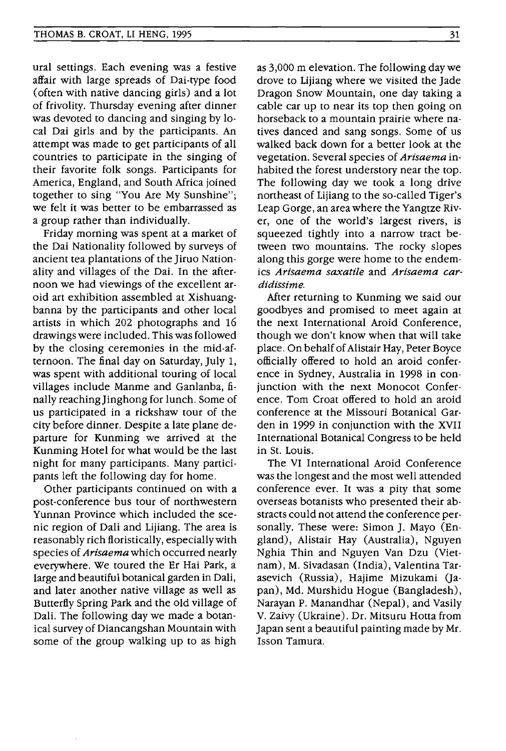ural settings. Each evening was a festive affair with large spreads of Dai-type food (often with native dancing girls) and a lot of frivolity. Thursday evening after dinner was devoted to dancing and singing by local Dai girls and by the participants. An attempt was made to get participants of all countries to participate in the singing of their favorite folk songs. Participants for America, England, and South Africa joined together to sing "You Are My Sunshine"; we felt it was better to be embarrassed as a group rather than individually.

Friday morning was spent at a market of the Dai Nationality followed by surveys of ancient tea plantations of the Jiruo Nationality and villages of the Dai. In the afternoon we had viewings of the excellent aroid art exhibition assembled at Xishuangbanna by the participants and other local artists in which 202 photographs and 16 drawings were included. This was followed by the closing ceremonies in the mid-afternoon. The final day on Saturday, July 1, was spent with additional touring of local villages include Manme and Ganlanba, finally reaching Jinghong for lunch. Some of us participated in a rickshaw tour of the city before dinner. Despite a late plane departure for Kunming we arrived at the Kunming Hotel for what would be the last night for many participants. Many participants left the following day for home.

Other participants continued on with a post-conference bus tour of northwestern Yunnan Province which included the scenic region of Dali and Lijiang. The area is reasonably rich floristically, especially with species of *Arisaema* which occurred nearly everywhere. We toured the Er Hai Park, a large and beautiful botanical garden in Dali, and later another native village as well as Butterfly Spring Park and the old village of Dali. The following day we made a botanical survey of Diancangshan Mountain with some of the group walking up to as high as 3,000 m elevation. The following day we drove to Lijiang where we visited the Jade Dragon Snow Mountain, one day taking a cable car up to near its top then going on horseback to a mountain prairie where natives danced and sang songs. Some of us walked back down for a better look at the vegetation. Several species of *Arisaema* inhabited the forest understory near the top. The following day we took a long drive northeast of Lijiang to the so-called Tiger's Leap Gorge, an area where the Yangtze River, one of the world's largest rivers, is squeezed tightly into a narrow tract between two mountains. The rocky slopes along this gorge were home to the endemics *Arisaema saxatile* and *Arisaema candidissime*.

After returning to Kunming we said our goodbyes and promised to meet again at the next International Aroid Conference, though we don't know when that will take place. On behalf of Alistair Hay, Peter Boyce officially offered to hold an aroid conference in Sydney, Australia in 1998 in conjunction with the next Monocot Conference. Tom Croat offered to hold an aroid conference at the Missouri Botanical Garden in 1999 in conjunction with the XVII International Botanical Congress to be held in St. Louis.

The VI International Aroid Conference was the longest and the most well attended conference ever. It was a pity that some overseas botanists who presented their abstracts could not attend the conference personally. These were: Simon J. Mayo (England), Alistair Hay (Australia), Nguyen Nghia Thin and Nguyen Van Dzu (Vietnam), M. Sivadasan (India), Valentina Tarasevich (Russia), Hajime Mizukami (Japan), Md. Murshidu Hogue (Bangladesh), Narayan P. Manandhar (Nepal), and Vasily V. Zaivy (Ukraine). Dr. Mitsuru Hotta from Japan sent a beautiful painting made by Mr. Isson Tamura.